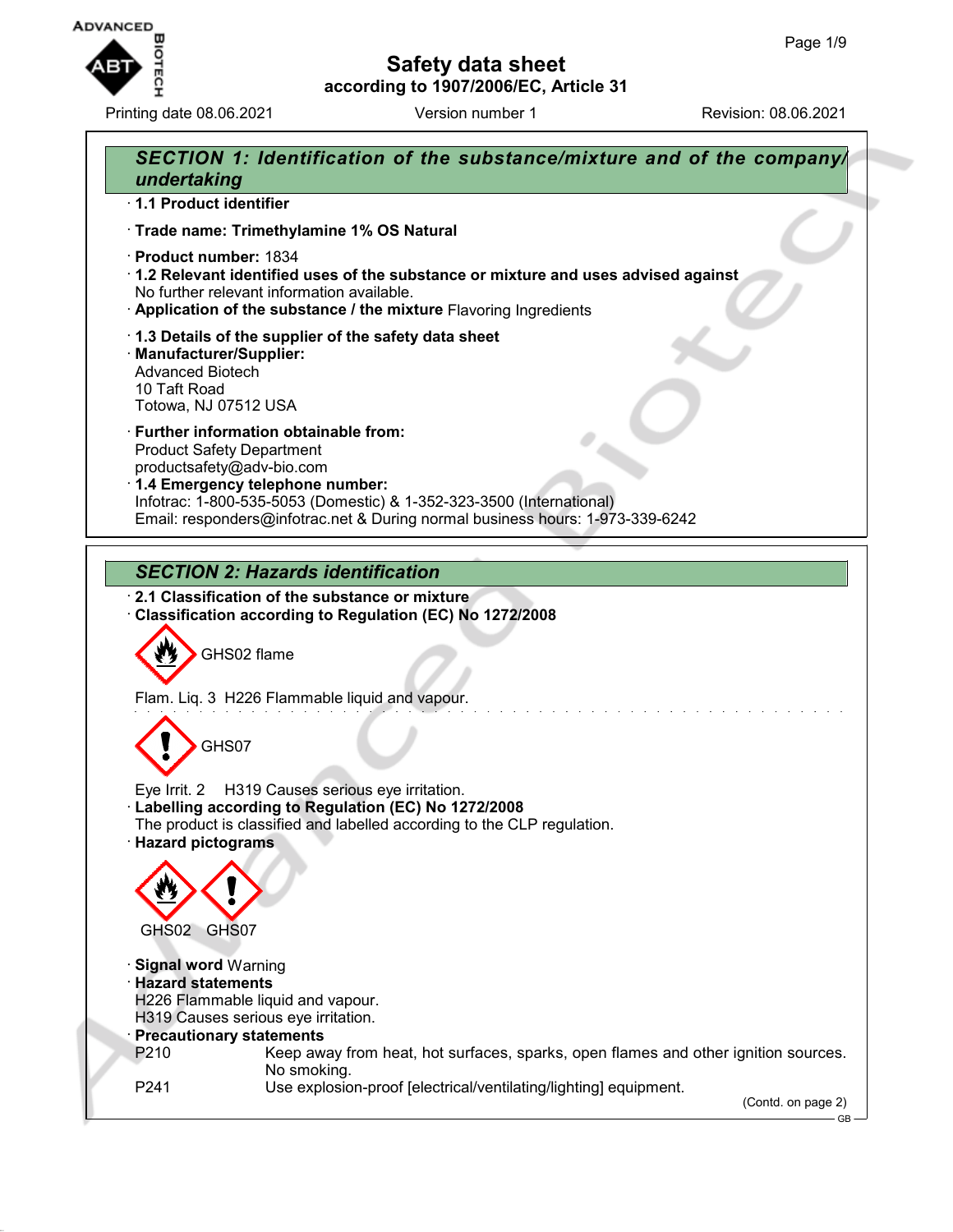# Safety data sheet

according to 1907/2006/EC, Article 31

Printing date 08.06.2021 Version number 1 Revision: 08.06.2021

## SECTION 1: Identification of the substance/mixture and of the company/undertaking

· **1.1 Product identifier**

· **Trade name: Trimethylamine 1% OS Natural**

· **Product number:** 1834

· **1.2 Relevant identified uses of the substance or mixture and uses advised against**
No further relevant information available.

· **Application of the substance / the mixture** Flavoring Ingredients

· **1.3 Details of the supplier of the safety data sheet**

· **Manufacturer/Supplier:**
Advanced Biotech
10 Taft Road
Totowa, NJ 07512 USA

· **Further information obtainable from:**
Product Safety Department
productsafety@adv-bio.com

· **1.4 Emergency telephone number:**
Infotrac: 1-800-535-5053 (Domestic) & 1-352-323-3500 (International)
Email: responders@infotrac.net & During normal business hours: 1-973-339-6242

## SECTION 2: Hazards identification

· **2.1 Classification of the substance or mixture**

· **Classification according to Regulation (EC) No 1272/2008**

GHS02 flame

Flam. Liq. 3 H226 Flammable liquid and vapour.

GHS07

Eye Irrit. 2 H319 Causes serious eye irritation.

· **Labelling according to Regulation (EC) No 1272/2008**
The product is classified and labelled according to the CLP regulation.

· **Hazard pictograms**

GHS02 GHS07

· **Signal word** Warning

· **Hazard statements**
H226 Flammable liquid and vapour.
H319 Causes serious eye irritation.

· **Precautionary statements**

| | |
|---|---|
| P210 | Keep away from heat, hot surfaces, sparks, open flames and other ignition sources. No smoking. |
| P241 | Use explosion-proof [electrical/ventilating/lighting] equipment. |

(Contd. on page 2)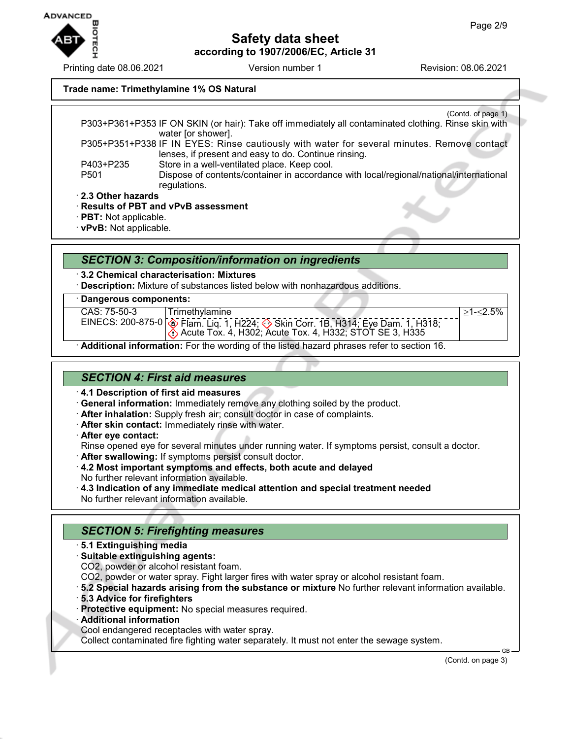**Trade name: Trimethylamine 1% OS Natural**

(Contd. of page 1)

P303+P361+P353 IF ON SKIN (or hair): Take off immediately all contaminated clothing. Rinse skin with water [or shower].

P305+P351+P338 IF IN EYES: Rinse cautiously with water for several minutes. Remove contact lenses, if present and easy to do. Continue rinsing.

P403+P235 Store in a well-ventilated place. Keep cool.

P501 Dispose of contents/container in accordance with local/regional/national/international regulations.

· **2.3 Other hazards**
· **Results of PBT and vPvB assessment**
· **PBT:** Not applicable.
· **vPvB:** Not applicable.

## SECTION 3: Composition/information on ingredients

· **3.2 Chemical characterisation: Mixtures**
· **Description:** Mixture of substances listed below with nonhazardous additions.

| · **Dangerous components:** | | |
|---|---|---|
| CAS: 75-50-3<br>EINECS: 200-875-0 | Trimethylamine<br>Flam. Liq. 1, H224; Skin Corr. 1B, H314; Eye Dam. 1, H318; Acute Tox. 4, H302; Acute Tox. 4, H332; STOT SE 3, H335 | ≥1-≤2.5% |

· **Additional information:** For the wording of the listed hazard phrases refer to section 16.

## SECTION 4: First aid measures

· **4.1 Description of first aid measures**
· **General information:** Immediately remove any clothing soiled by the product.
· **After inhalation:** Supply fresh air; consult doctor in case of complaints.
· **After skin contact:** Immediately rinse with water.
· **After eye contact:**
Rinse opened eye for several minutes under running water. If symptoms persist, consult a doctor.
· **After swallowing:** If symptoms persist consult doctor.
· **4.2 Most important symptoms and effects, both acute and delayed**
No further relevant information available.
· **4.3 Indication of any immediate medical attention and special treatment needed**
No further relevant information available.

## SECTION 5: Firefighting measures

· **5.1 Extinguishing media**
· **Suitable extinguishing agents:**
$CO_2$, powder or alcohol resistant foam.
$CO_2$, powder or water spray. Fight larger fires with water spray or alcohol resistant foam.
· **5.2 Special hazards arising from the substance or mixture** No further relevant information available.
· **5.3 Advice for firefighters**
· **Protective equipment:** No special measures required.
· **Additional information**
Cool endangered receptacles with water spray.
Collect contaminated fire fighting water separately. It must not enter the sewage system.

(Contd. on page 3)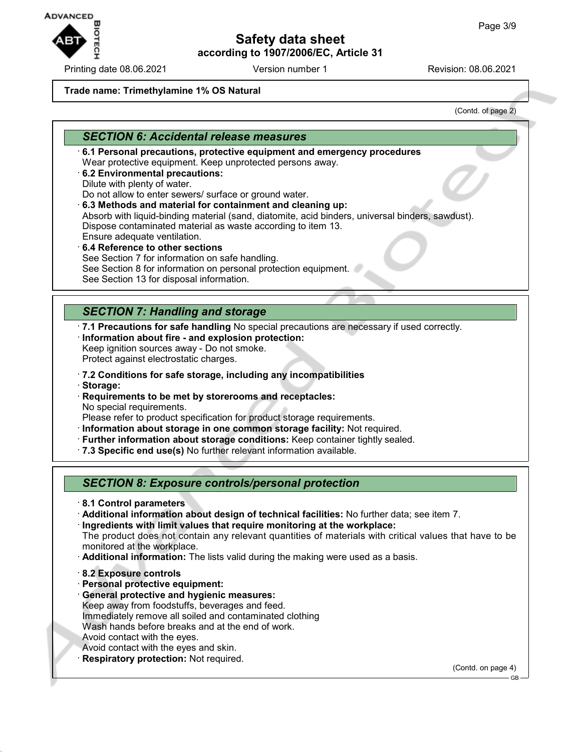**Trade name: Trimethylamine 1% OS Natural**

(Contd. of page 2)

## SECTION 6: Accidental release measures

· **6.1 Personal precautions, protective equipment and emergency procedures**
Wear protective equipment. Keep unprotected persons away.

· **6.2 Environmental precautions:**
Dilute with plenty of water.
Do not allow to enter sewers/ surface or ground water.

· **6.3 Methods and material for containment and cleaning up:**
Absorb with liquid-binding material (sand, diatomite, acid binders, universal binders, sawdust).
Dispose contaminated material as waste according to item 13.
Ensure adequate ventilation.

· **6.4 Reference to other sections**
See Section 7 for information on safe handling.
See Section 8 for information on personal protection equipment.
See Section 13 for disposal information.

## SECTION 7: Handling and storage

· **7.1 Precautions for safe handling** No special precautions are necessary if used correctly.

· **Information about fire - and explosion protection:**
Keep ignition sources away - Do not smoke.
Protect against electrostatic charges.

· **7.2 Conditions for safe storage, including any incompatibilities**

· **Storage:**

· **Requirements to be met by storerooms and receptacles:**
No special requirements.
Please refer to product specification for product storage requirements.

· **Information about storage in one common storage facility:** Not required.

· **Further information about storage conditions:** Keep container tightly sealed.

· **7.3 Specific end use(s)** No further relevant information available.

## SECTION 8: Exposure controls/personal protection

· **8.1 Control parameters**

· **Additional information about design of technical facilities:** No further data; see item 7.

· **Ingredients with limit values that require monitoring at the workplace:**
The product does not contain any relevant quantities of materials with critical values that have to be monitored at the workplace.

· **Additional information:** The lists valid during the making were used as a basis.

· **8.2 Exposure controls**

· **Personal protective equipment:**

· **General protective and hygienic measures:**
Keep away from foodstuffs, beverages and feed.
Immediately remove all soiled and contaminated clothing
Wash hands before breaks and at the end of work.
Avoid contact with the eyes.
Avoid contact with the eyes and skin.

· **Respiratory protection:** Not required.

(Contd. on page 4)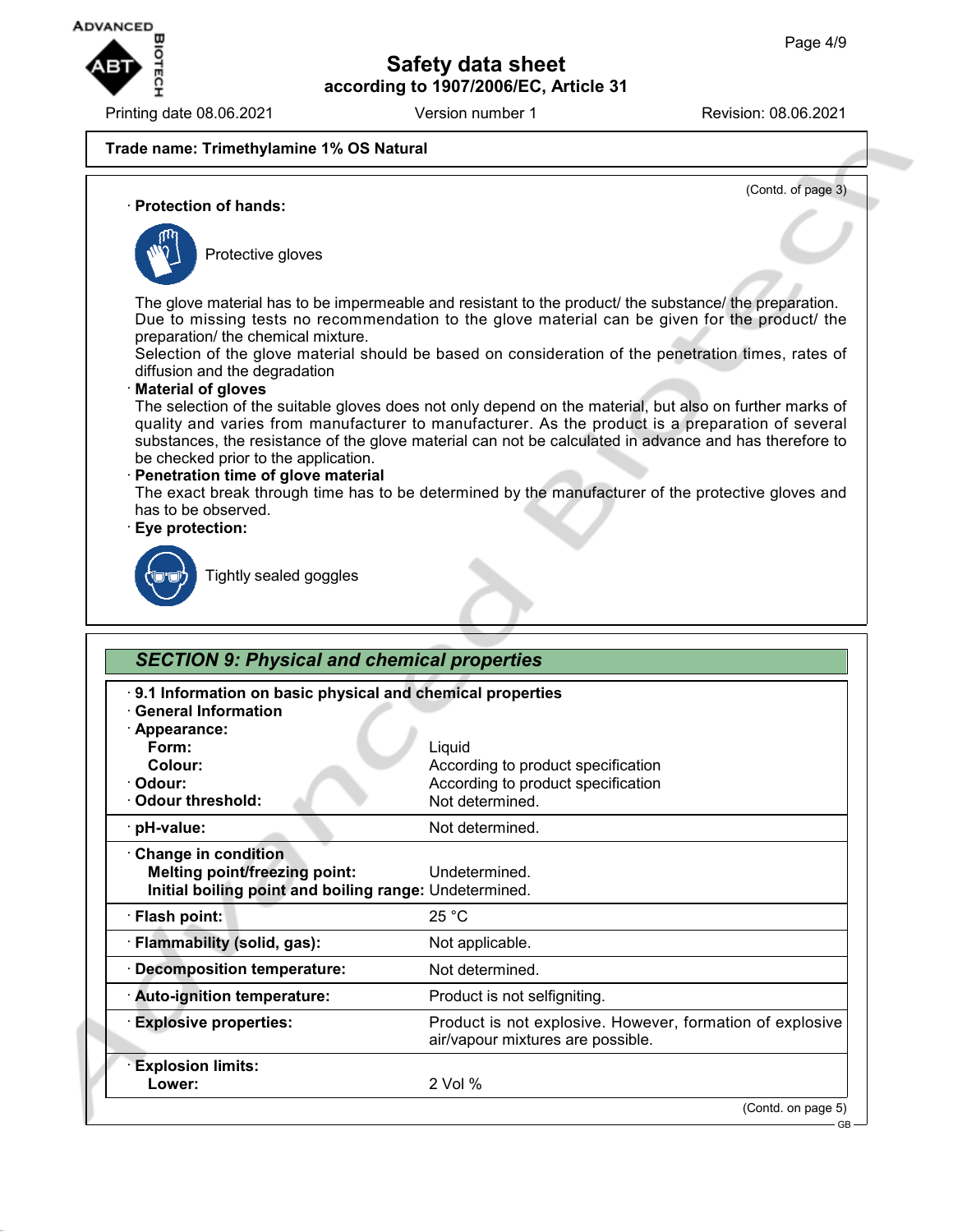**Trade name: Trimethylamine 1% OS Natural**

(Contd. of page 3)

· **Protection of hands:**

Protective gloves

The glove material has to be impermeable and resistant to the product/ the substance/ the preparation.
Due to missing tests no recommendation to the glove material can be given for the product/ the preparation/ the chemical mixture.
Selection of the glove material should be based on consideration of the penetration times, rates of diffusion and the degradation

· **Material of gloves**
The selection of the suitable gloves does not only depend on the material, but also on further marks of quality and varies from manufacturer to manufacturer. As the product is a preparation of several substances, the resistance of the glove material can not be calculated in advance and has therefore to be checked prior to the application.

· **Penetration time of glove material**
The exact break through time has to be determined by the manufacturer of the protective gloves and has to be observed.

· **Eye protection:**

Tightly sealed goggles

## *SECTION 9: Physical and chemical properties*

· **9.1 Information on basic physical and chemical properties**
· **General Information**
· **Appearance:**

| | |
|---|---|
| **Form:** | Liquid |
| **Colour:** | According to product specification |
| · **Odour:** | According to product specification |
| · **Odour threshold:** | Not determined. |
| · **pH-value:** | Not determined. |
| · **Change in condition** | |
| **Melting point/freezing point:** | Undetermined. |
| **Initial boiling point and boiling range:** | Undetermined. |
| · **Flash point:** | 25 °C |
| · **Flammability (solid, gas):** | Not applicable. |
| · **Decomposition temperature:** | Not determined. |
| · **Auto-ignition temperature:** | Product is not selfigniting. |
| · **Explosive properties:** | Product is not explosive. However, formation of explosive air/vapour mixtures are possible. |
| · **Explosion limits:** | |
| **Lower:** | 2 Vol % |

(Contd. on page 5)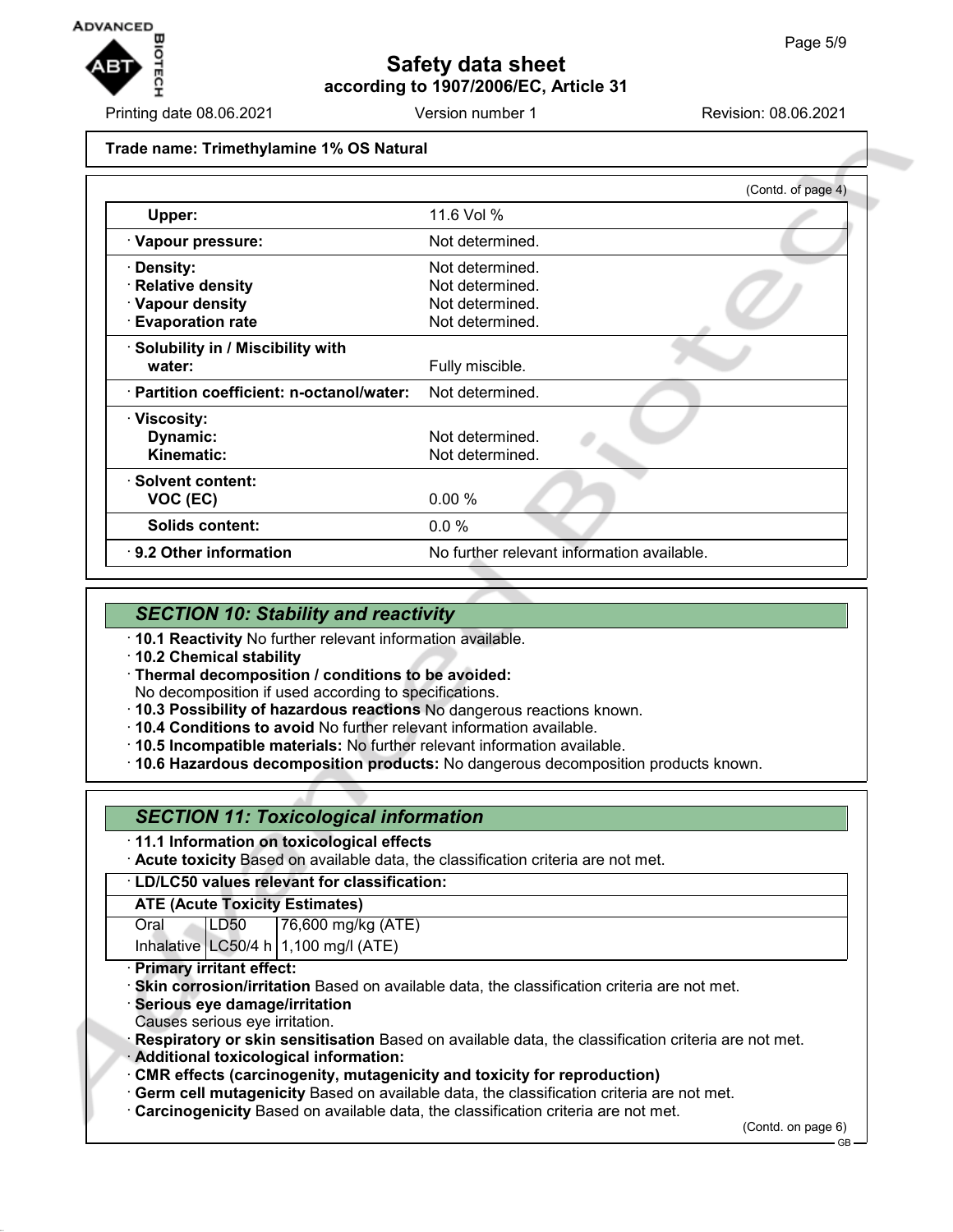Trade name: Trimethylamine 1% OS Natural

(Contd. of page 4)

| | |
|---|---|
| **Upper:** | 11.6 Vol % |
| · **Vapour pressure:** | Not determined. |
| · **Density:** | Not determined. |
| · **Relative density** | Not determined. |
| · **Vapour density** | Not determined. |
| · **Evaporation rate** | Not determined. |
| · **Solubility in / Miscibility with water:** | Fully miscible. |
| · **Partition coefficient: n-octanol/water:** | Not determined. |
| · **Viscosity:** | |
| **Dynamic:** | Not determined. |
| **Kinematic:** | Not determined. |
| · **Solvent content:** | |
| **VOC (EC)** | 0.00 % |
| **Solids content:** | 0.0 % |
| · **9.2 Other information** | No further relevant information available. |

## *SECTION 10: Stability and reactivity*

· **10.1 Reactivity** No further relevant information available.
· **10.2 Chemical stability**
· **Thermal decomposition / conditions to be avoided:**
No decomposition if used according to specifications.
· **10.3 Possibility of hazardous reactions** No dangerous reactions known.
· **10.4 Conditions to avoid** No further relevant information available.
· **10.5 Incompatible materials:** No further relevant information available.
· **10.6 Hazardous decomposition products:** No dangerous decomposition products known.

## *SECTION 11: Toxicological information*

· **11.1 Information on toxicological effects**
· **Acute toxicity** Based on available data, the classification criteria are not met.

· **LD/LC50 values relevant for classification:**

**ATE (Acute Toxicity Estimates)**

| | | |
|---|---|---|
| Oral | LD50 | 76,600 mg/kg (ATE) |
| Inhalative | LC50/4 h | 1,100 mg/l (ATE) |

· **Primary irritant effect:**
· **Skin corrosion/irritation** Based on available data, the classification criteria are not met.
· **Serious eye damage/irritation**
Causes serious eye irritation.
· **Respiratory or skin sensitisation** Based on available data, the classification criteria are not met.
· **Additional toxicological information:**
· **CMR effects (carcinogenity, mutagenicity and toxicity for reproduction)**
· **Germ cell mutagenicity** Based on available data, the classification criteria are not met.
· **Carcinogenicity** Based on available data, the classification criteria are not met.

(Contd. on page 6)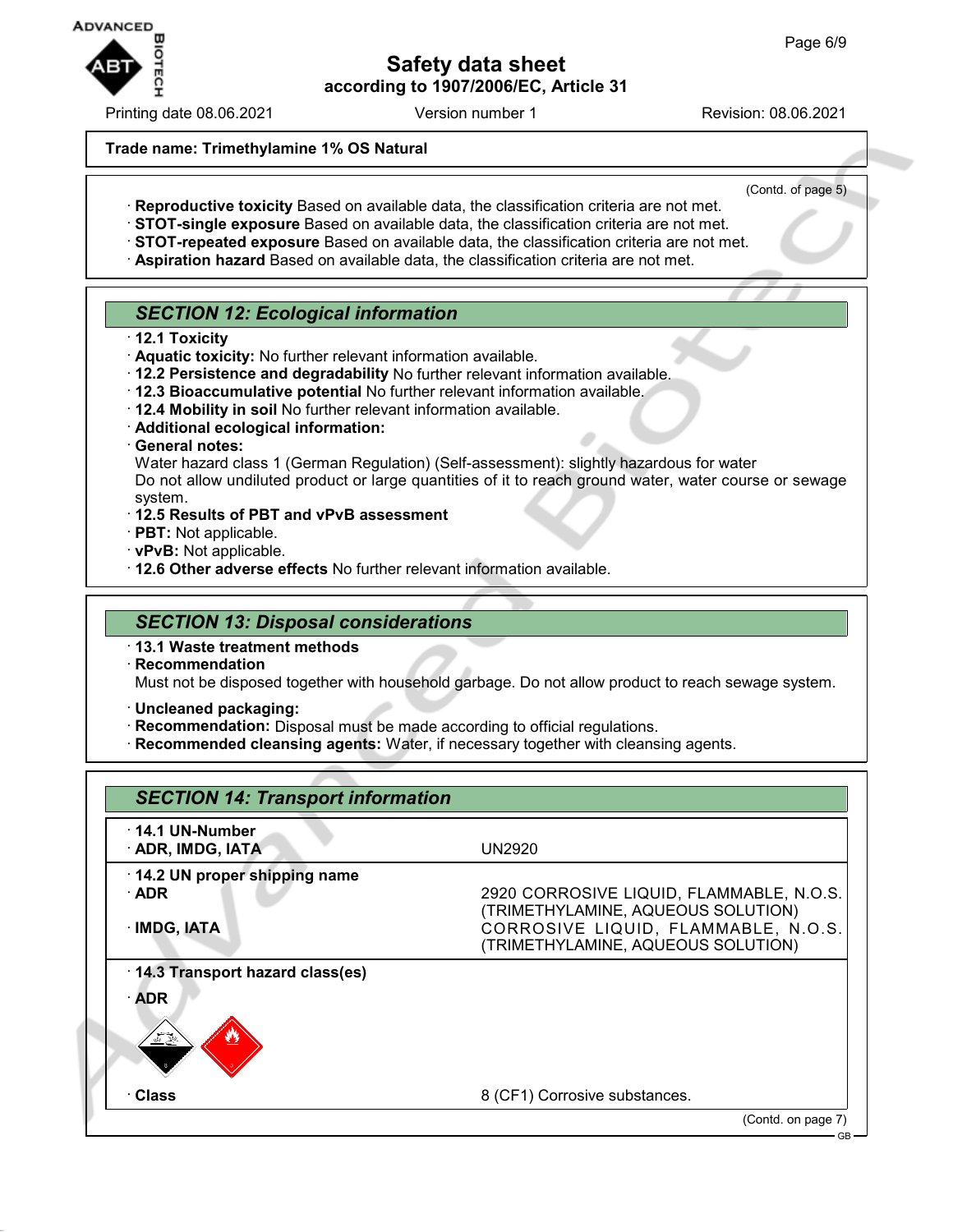Trade name: Trimethylamine 1% OS Natural

(Contd. of page 5)

· **Reproductive toxicity** Based on available data, the classification criteria are not met.
· **STOT-single exposure** Based on available data, the classification criteria are not met.
· **STOT-repeated exposure** Based on available data, the classification criteria are not met.
· **Aspiration hazard** Based on available data, the classification criteria are not met.

## SECTION 12: Ecological information

· **12.1 Toxicity**
· **Aquatic toxicity:** No further relevant information available.
· **12.2 Persistence and degradability** No further relevant information available.
· **12.3 Bioaccumulative potential** No further relevant information available.
· **12.4 Mobility in soil** No further relevant information available.
· **Additional ecological information:**
· **General notes:**
Water hazard class 1 (German Regulation) (Self-assessment): slightly hazardous for water
Do not allow undiluted product or large quantities of it to reach ground water, water course or sewage system.
· **12.5 Results of PBT and vPvB assessment**
· **PBT:** Not applicable.
· **vPvB:** Not applicable.
· **12.6 Other adverse effects** No further relevant information available.

## SECTION 13: Disposal considerations

· **13.1 Waste treatment methods**
· **Recommendation**
Must not be disposed together with household garbage. Do not allow product to reach sewage system.

· **Uncleaned packaging:**
· **Recommendation:** Disposal must be made according to official regulations.
· **Recommended cleansing agents:** Water, if necessary together with cleansing agents.

## SECTION 14: Transport information

| | |
|---|---|
| · **14.1 UN-Number** | |
| · **ADR, IMDG, IATA** | UN2920 |
| · **14.2 UN proper shipping name** | |
| · **ADR** | 2920 CORROSIVE LIQUID, FLAMMABLE, N.O.S. (TRIMETHYLAMINE, AQUEOUS SOLUTION) |
| · **IMDG, IATA** | CORROSIVE LIQUID, FLAMMABLE, N.O.S. (TRIMETHYLAMINE, AQUEOUS SOLUTION) |
| · **14.3 Transport hazard class(es)** | |
| · **ADR** | |
| · **Class** | 8 (CF1) Corrosive substances. |

(Contd. on page 7)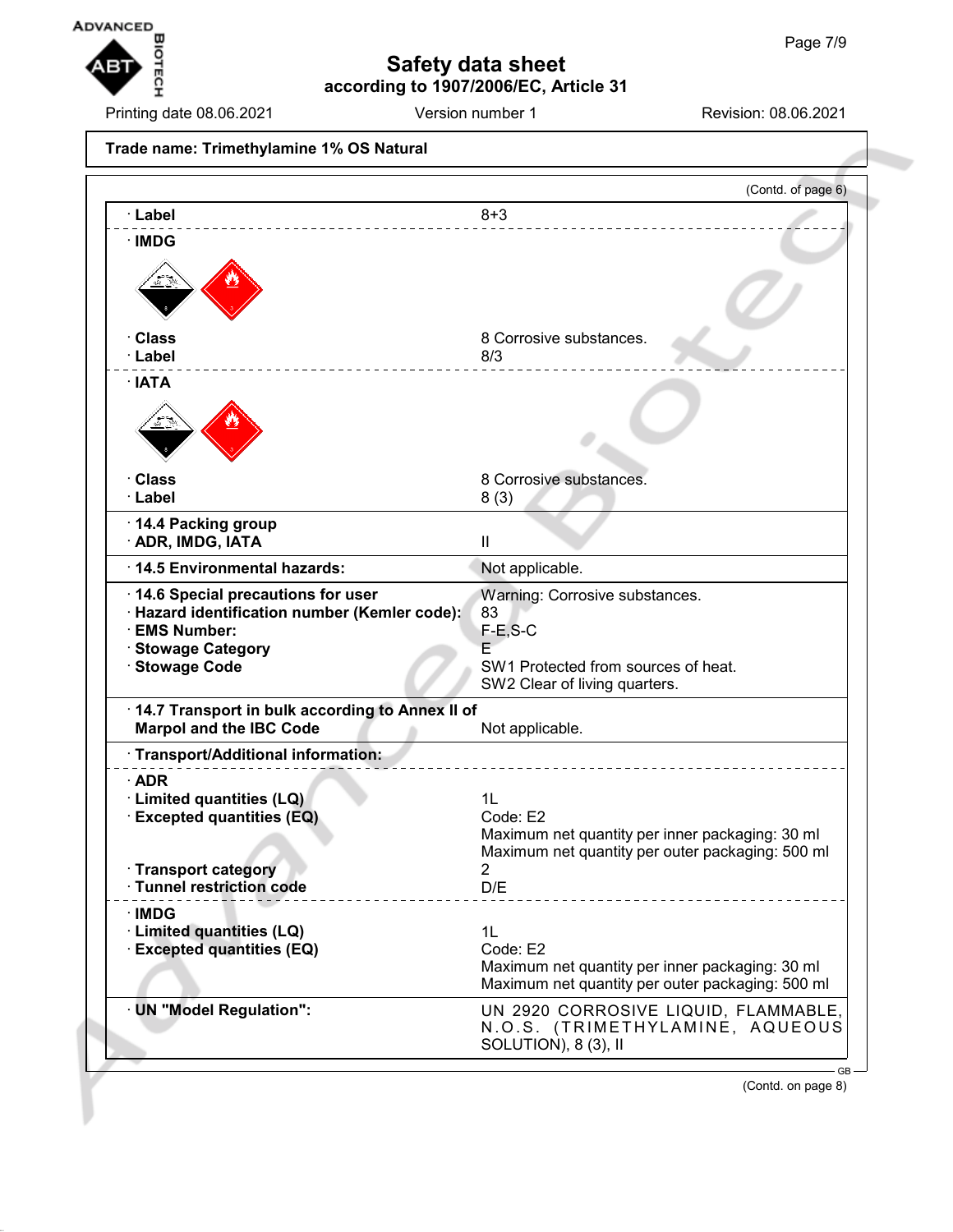Trade name: Trimethylamine 1% OS Natural

(Contd. of page 6)

| | |
|---|---|
| · Label | 8+3 |
| · IMDG | |
| · Class | 8 Corrosive substances. |
| · Label | 8/3 |
| · IATA | |
| · Class | 8 Corrosive substances. |
| · Label | 8 (3) |
| · 14.4 Packing group | |
| · ADR, IMDG, IATA | II |
| · 14.5 Environmental hazards: | Not applicable. |
| · 14.6 Special precautions for user | Warning: Corrosive substances. |
| · Hazard identification number (Kemler code): | 83 |
| · EMS Number: | F-E,S-C |
| · Stowage Category | E |
| · Stowage Code | SW1 Protected from sources of heat.<br>SW2 Clear of living quarters. |
| · 14.7 Transport in bulk according to Annex II of Marpol and the IBC Code | Not applicable. |
| · Transport/Additional information: | |
| · ADR | |
| · Limited quantities (LQ) | 1L |
| · Excepted quantities (EQ) | Code: E2<br>Maximum net quantity per inner packaging: 30 ml<br>Maximum net quantity per outer packaging: 500 ml |
| · Transport category | 2 |
| · Tunnel restriction code | D/E |
| · IMDG | |
| · Limited quantities (LQ) | 1L |
| · Excepted quantities (EQ) | Code: E2<br>Maximum net quantity per inner packaging: 30 ml<br>Maximum net quantity per outer packaging: 500 ml |
| · UN "Model Regulation": | UN 2920 CORROSIVE LIQUID, FLAMMABLE, N.O.S. (TRIMETHYLAMINE, AQUEOUS SOLUTION), 8 (3), II |

GB

(Contd. on page 8)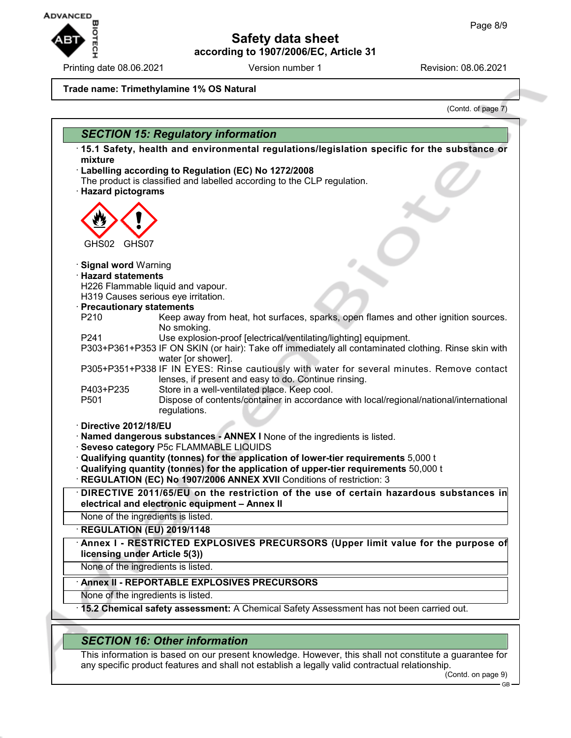**Trade name: Trimethylamine 1% OS Natural**

(Contd. of page 7)

## SECTION 15: Regulatory information

· **15.1 Safety, health and environmental regulations/legislation specific for the substance or mixture**

· **Labelling according to Regulation (EC) No 1272/2008**
The product is classified and labelled according to the CLP regulation.

· **Hazard pictograms**

GHS02 GHS07

· **Signal word** Warning

· **Hazard statements**
H226 Flammable liquid and vapour.
H319 Causes serious eye irritation.

· **Precautionary statements**

| | |
|---|---|
| P210 | Keep away from heat, hot surfaces, sparks, open flames and other ignition sources. No smoking. |
| P241 | Use explosion-proof [electrical/ventilating/lighting] equipment. |
| P303+P361+P353 | IF ON SKIN (or hair): Take off immediately all contaminated clothing. Rinse skin with water [or shower]. |
| P305+P351+P338 | IF IN EYES: Rinse cautiously with water for several minutes. Remove contact lenses, if present and easy to do. Continue rinsing. |
| P403+P235 | Store in a well-ventilated place. Keep cool. |
| P501 | Dispose of contents/container in accordance with local/regional/national/international regulations. |

· **Directive 2012/18/EU**
· **Named dangerous substances - ANNEX I** None of the ingredients is listed.
· **Seveso category** P5c FLAMMABLE LIQUIDS
· **Qualifying quantity (tonnes) for the application of lower-tier requirements** 5,000 t
· **Qualifying quantity (tonnes) for the application of upper-tier requirements** 50,000 t
· **REGULATION (EC) No 1907/2006 ANNEX XVII** Conditions of restriction: 3

· **DIRECTIVE 2011/65/EU on the restriction of the use of certain hazardous substances in electrical and electronic equipment – Annex II**
None of the ingredients is listed.

· **REGULATION (EU) 2019/1148**

· **Annex I - RESTRICTED EXPLOSIVES PRECURSORS (Upper limit value for the purpose of licensing under Article 5(3))**
None of the ingredients is listed.

· **Annex II - REPORTABLE EXPLOSIVES PRECURSORS**
None of the ingredients is listed.

· **15.2 Chemical safety assessment:** A Chemical Safety Assessment has not been carried out.

## SECTION 16: Other information

This information is based on our present knowledge. However, this shall not constitute a guarantee for any specific product features and shall not establish a legally valid contractual relationship.

(Contd. on page 9)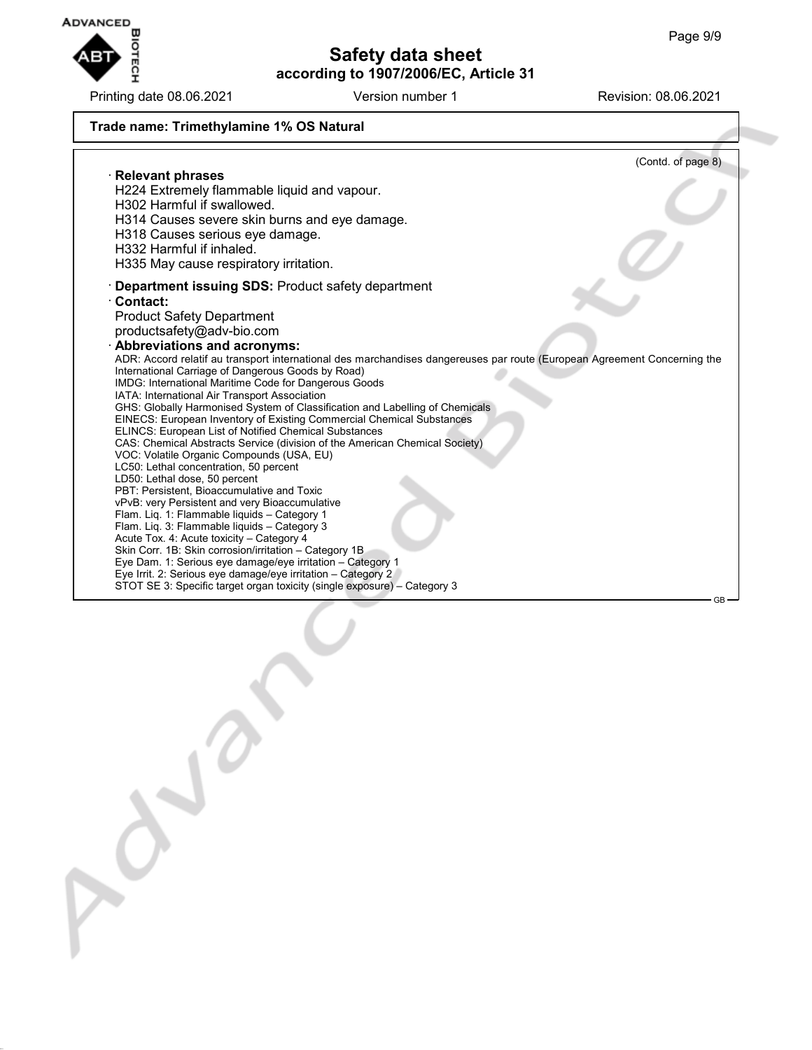## Trade name: Trimethylamine 1% OS Natural

(Contd. of page 8)

· **Relevant phrases**

H224 Extremely flammable liquid and vapour.
H302 Harmful if swallowed.
H314 Causes severe skin burns and eye damage.
H318 Causes serious eye damage.
H332 Harmful if inhaled.
H335 May cause respiratory irritation.

· **Department issuing SDS:** Product safety department

· **Contact:**
Product Safety Department
productsafety@adv-bio.com

· **Abbreviations and acronyms:**

ADR: Accord relatif au transport international des marchandises dangereuses par route (European Agreement Concerning the International Carriage of Dangerous Goods by Road)
IMDG: International Maritime Code for Dangerous Goods
IATA: International Air Transport Association
GHS: Globally Harmonised System of Classification and Labelling of Chemicals
EINECS: European Inventory of Existing Commercial Chemical Substances
ELINCS: European List of Notified Chemical Substances
CAS: Chemical Abstracts Service (division of the American Chemical Society)
VOC: Volatile Organic Compounds (USA, EU)
LC50: Lethal concentration, 50 percent
LD50: Lethal dose, 50 percent
PBT: Persistent, Bioaccumulative and Toxic
vPvB: very Persistent and very Bioaccumulative
Flam. Liq. 1: Flammable liquids – Category 1
Flam. Liq. 3: Flammable liquids – Category 3
Acute Tox. 4: Acute toxicity – Category 4
Skin Corr. 1B: Skin corrosion/irritation – Category 1B
Eye Dam. 1: Serious eye damage/eye irritation – Category 1
Eye Irrit. 2: Serious eye damage/eye irritation – Category 2
STOT SE 3: Specific target organ toxicity (single exposure) – Category 3